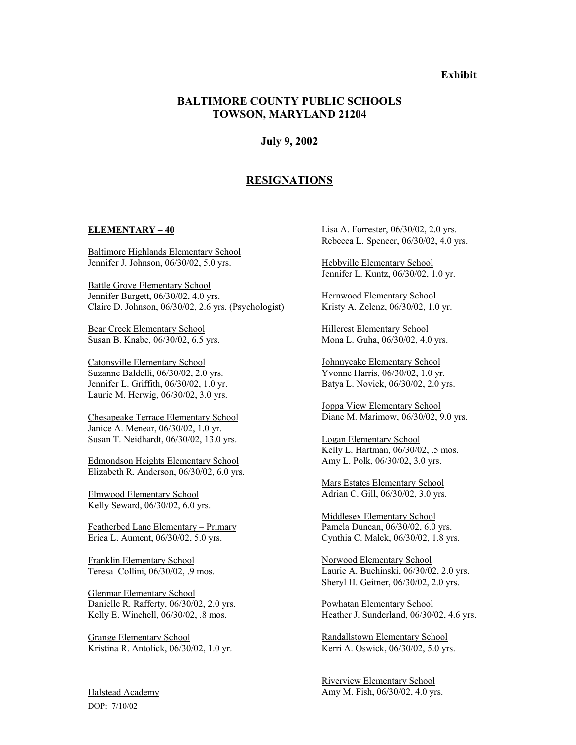**Exhibit**

# BALTIMORE COUNTY PUBLIC SCHOOLS
# TOWSON, MARYLAND 21204

**July 9, 2002**

## RESIGNATIONS

**ELEMENTARY – 40**

Baltimore Highlands Elementary School
Jennifer J. Johnson, 06/30/02, 5.0 yrs.

Battle Grove Elementary School
Jennifer Burgett, 06/30/02, 4.0 yrs.
Claire D. Johnson, 06/30/02, 2.6 yrs. (Psychologist)

Bear Creek Elementary School
Susan B. Knabe, 06/30/02, 6.5 yrs.

Catonsville Elementary School
Suzanne Baldelli, 06/30/02, 2.0 yrs.
Jennifer L. Griffith, 06/30/02, 1.0 yr.
Laurie M. Herwig, 06/30/02, 3.0 yrs.

Chesapeake Terrace Elementary School
Janice A. Menear, 06/30/02, 1.0 yr.
Susan T. Neidhardt, 06/30/02, 13.0 yrs.

Edmondson Heights Elementary School
Elizabeth R. Anderson, 06/30/02, 6.0 yrs.

Elmwood Elementary School
Kelly Seward, 06/30/02, 6.0 yrs.

Featherbed Lane Elementary – Primary
Erica L. Aument, 06/30/02, 5.0 yrs.

Franklin Elementary School
Teresa Collini, 06/30/02, .9 mos.

Glenmar Elementary School
Danielle R. Rafferty, 06/30/02, 2.0 yrs.
Kelly E. Winchell, 06/30/02, .8 mos.

Grange Elementary School
Kristina R. Antolick, 06/30/02, 1.0 yr.

Halstead Academy
Lisa A. Forrester, 06/30/02, 2.0 yrs.
Rebecca L. Spencer, 06/30/02, 4.0 yrs.

Hebbville Elementary School
Jennifer L. Kuntz, 06/30/02, 1.0 yr.

Hernwood Elementary School
Kristy A. Zelenz, 06/30/02, 1.0 yr.

Hillcrest Elementary School
Mona L. Guha, 06/30/02, 4.0 yrs.

Johnnycake Elementary School
Yvonne Harris, 06/30/02, 1.0 yr.
Batya L. Novick, 06/30/02, 2.0 yrs.

Joppa View Elementary School
Diane M. Marimow, 06/30/02, 9.0 yrs.

Logan Elementary School
Kelly L. Hartman, 06/30/02, .5 mos.
Amy L. Polk, 06/30/02, 3.0 yrs.

Mars Estates Elementary School
Adrian C. Gill, 06/30/02, 3.0 yrs.

Middlesex Elementary School
Pamela Duncan, 06/30/02, 6.0 yrs.
Cynthia C. Malek, 06/30/02, 1.8 yrs.

Norwood Elementary School
Laurie A. Buchinski, 06/30/02, 2.0 yrs.
Sheryl H. Geitner, 06/30/02, 2.0 yrs.

Powhatan Elementary School
Heather J. Sunderland, 06/30/02, 4.6 yrs.

Randallstown Elementary School
Kerri A. Oswick, 06/30/02, 5.0 yrs.

Riverview Elementary School
Amy M. Fish, 06/30/02, 4.0 yrs.

DOP: 7/10/02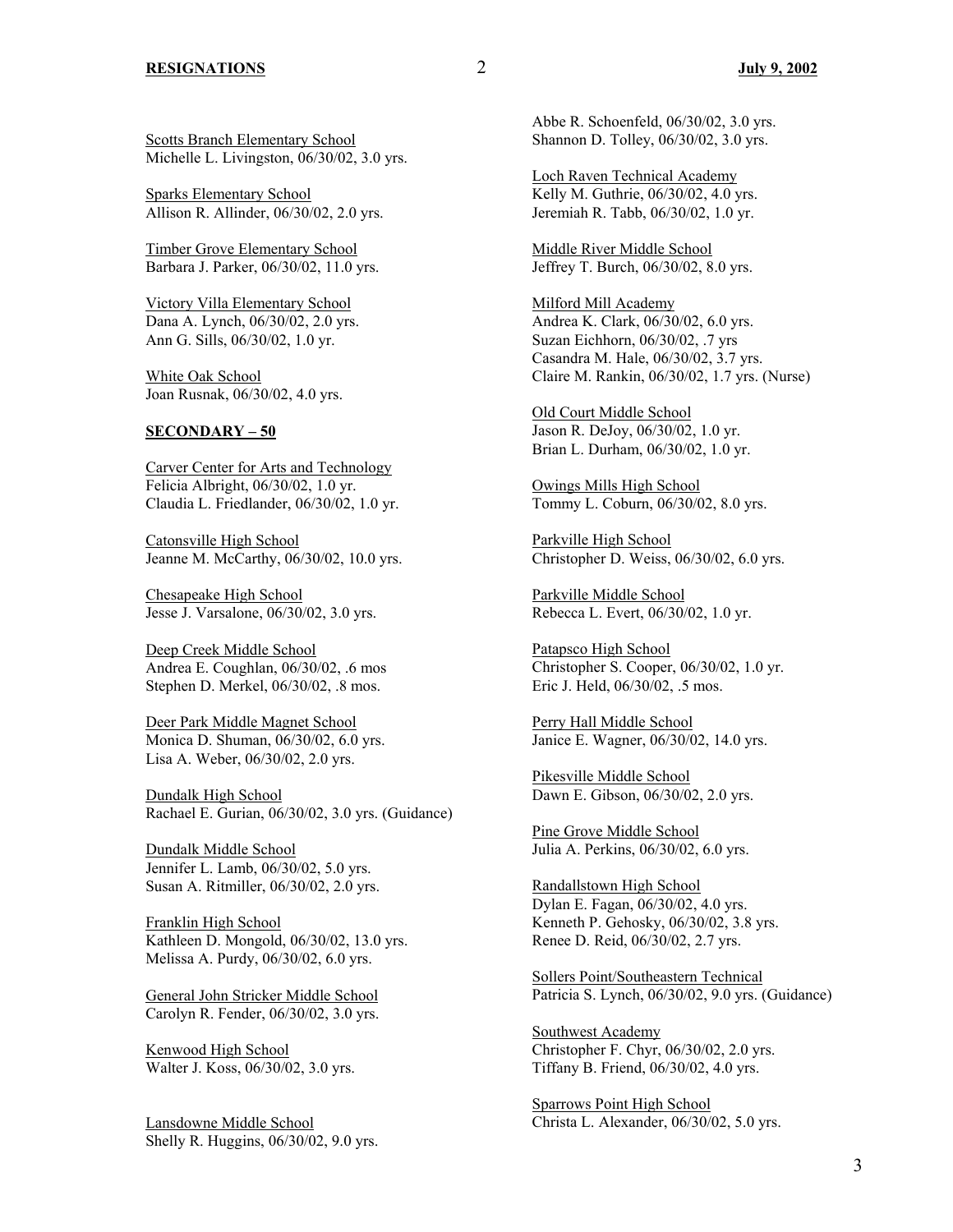Scotts Branch Elementary School
Michelle L. Livingston, 06/30/02, 3.0 yrs.

Sparks Elementary School
Allison R. Allinder, 06/30/02, 2.0 yrs.

Timber Grove Elementary School
Barbara J. Parker, 06/30/02, 11.0 yrs.

Victory Villa Elementary School
Dana A. Lynch, 06/30/02, 2.0 yrs.
Ann G. Sills, 06/30/02, 1.0 yr.

White Oak School
Joan Rusnak, 06/30/02, 4.0 yrs.

**SECONDARY – 50**

Carver Center for Arts and Technology
Felicia Albright, 06/30/02, 1.0 yr.
Claudia L. Friedlander, 06/30/02, 1.0 yr.

Catonsville High School
Jeanne M. McCarthy, 06/30/02, 10.0 yrs.

Chesapeake High School
Jesse J. Varsalone, 06/30/02, 3.0 yrs.

Deep Creek Middle School
Andrea E. Coughlan, 06/30/02, .6 mos
Stephen D. Merkel, 06/30/02, .8 mos.

Deer Park Middle Magnet School
Monica D. Shuman, 06/30/02, 6.0 yrs.
Lisa A. Weber, 06/30/02, 2.0 yrs.

Dundalk High School
Rachael E. Gurian, 06/30/02, 3.0 yrs. (Guidance)

Dundalk Middle School
Jennifer L. Lamb, 06/30/02, 5.0 yrs.
Susan A. Ritmiller, 06/30/02, 2.0 yrs.

Franklin High School
Kathleen D. Mongold, 06/30/02, 13.0 yrs.
Melissa A. Purdy, 06/30/02, 6.0 yrs.

General John Stricker Middle School
Carolyn R. Fender, 06/30/02, 3.0 yrs.

Kenwood High School
Walter J. Koss, 06/30/02, 3.0 yrs.

Lansdowne Middle School
Shelly R. Huggins, 06/30/02, 9.0 yrs.
Abbe R. Schoenfeld, 06/30/02, 3.0 yrs.
Shannon D. Tolley, 06/30/02, 3.0 yrs.

Loch Raven Technical Academy
Kelly M. Guthrie, 06/30/02, 4.0 yrs.
Jeremiah R. Tabb, 06/30/02, 1.0 yr.

Middle River Middle School
Jeffrey T. Burch, 06/30/02, 8.0 yrs.

Milford Mill Academy
Andrea K. Clark, 06/30/02, 6.0 yrs.
Suzan Eichhorn, 06/30/02, .7 yrs
Casandra M. Hale, 06/30/02, 3.7 yrs.
Claire M. Rankin, 06/30/02, 1.7 yrs. (Nurse)

Old Court Middle School
Jason R. DeJoy, 06/30/02, 1.0 yr.
Brian L. Durham, 06/30/02, 1.0 yr.

Owings Mills High School
Tommy L. Coburn, 06/30/02, 8.0 yrs.

Parkville High School
Christopher D. Weiss, 06/30/02, 6.0 yrs.

Parkville Middle School
Rebecca L. Evert, 06/30/02, 1.0 yr.

Patapsco High School
Christopher S. Cooper, 06/30/02, 1.0 yr.
Eric J. Held, 06/30/02, .5 mos.

Perry Hall Middle School
Janice E. Wagner, 06/30/02, 14.0 yrs.

Pikesville Middle School
Dawn E. Gibson, 06/30/02, 2.0 yrs.

Pine Grove Middle School
Julia A. Perkins, 06/30/02, 6.0 yrs.

Randallstown High School
Dylan E. Fagan, 06/30/02, 4.0 yrs.
Kenneth P. Gehosky, 06/30/02, 3.8 yrs.
Renee D. Reid, 06/30/02, 2.7 yrs.

Sollers Point/Southeastern Technical
Patricia S. Lynch, 06/30/02, 9.0 yrs. (Guidance)

Southwest Academy
Christopher F. Chyr, 06/30/02, 2.0 yrs.
Tiffany B. Friend, 06/30/02, 4.0 yrs.

Sparrows Point High School
Christa L. Alexander, 06/30/02, 5.0 yrs.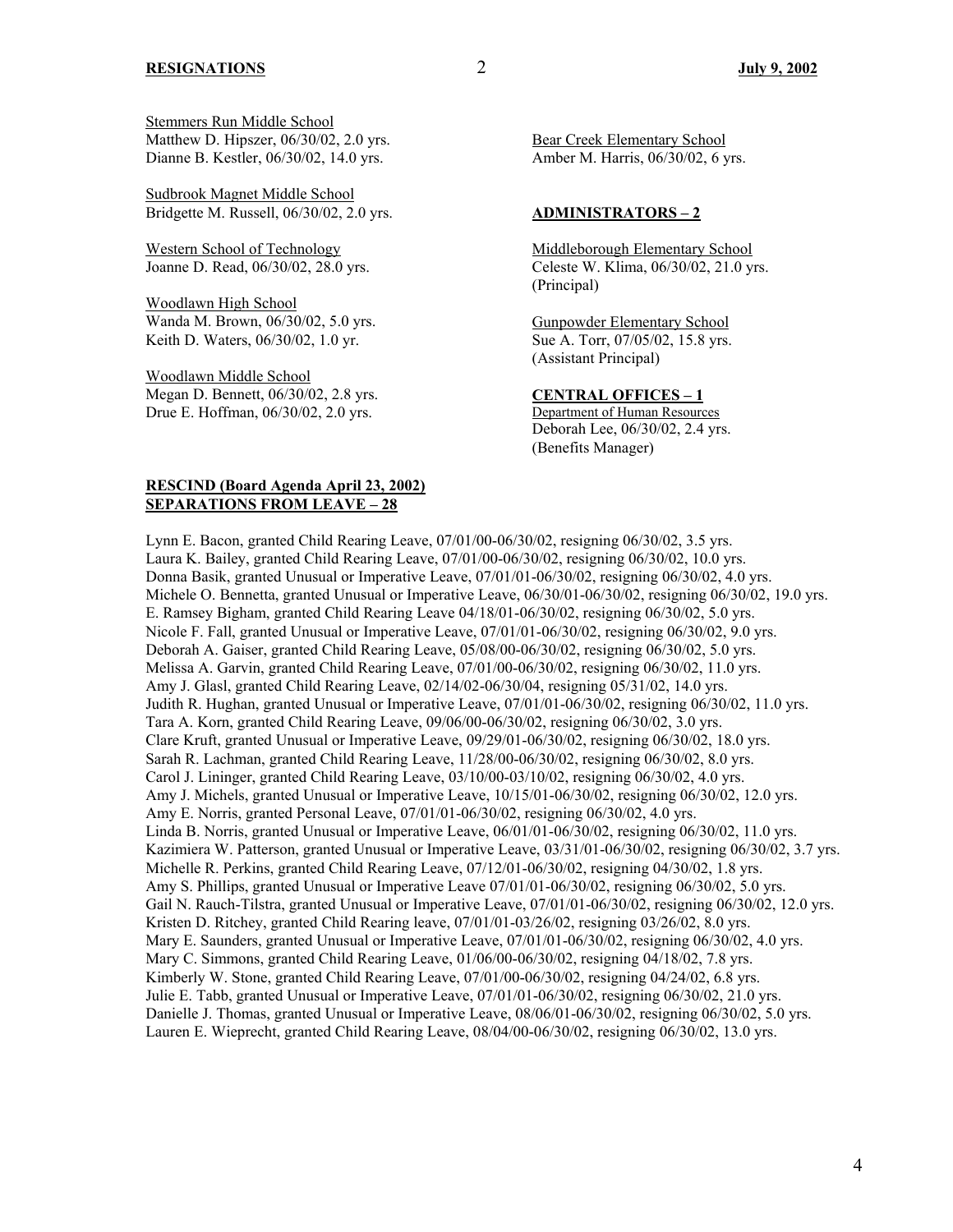Stemmers Run Middle School
Matthew D. Hipszer, 06/30/02, 2.0 yrs.
Dianne B. Kestler, 06/30/02, 14.0 yrs.

Sudbrook Magnet Middle School
Bridgette M. Russell, 06/30/02, 2.0 yrs.

Western School of Technology
Joanne D. Read, 06/30/02, 28.0 yrs.

Woodlawn High School
Wanda M. Brown, 06/30/02, 5.0 yrs.
Keith D. Waters, 06/30/02, 1.0 yr.

Woodlawn Middle School
Megan D. Bennett, 06/30/02, 2.8 yrs.
Drue E. Hoffman, 06/30/02, 2.0 yrs.

Bear Creek Elementary School
Amber M. Harris, 06/30/02, 6 yrs.

**ADMINISTRATORS – 2**

Middleborough Elementary School
Celeste W. Klima, 06/30/02, 21.0 yrs.
(Principal)

Gunpowder Elementary School
Sue A. Torr, 07/05/02, 15.8 yrs.
(Assistant Principal)

**CENTRAL OFFICES – 1**

Department of Human Resources
Deborah Lee, 06/30/02, 2.4 yrs.
(Benefits Manager)

**RESCIND (Board Agenda April 23, 2002)**
**SEPARATIONS FROM LEAVE – 28**

Lynn E. Bacon, granted Child Rearing Leave, 07/01/00-06/30/02, resigning 06/30/02, 3.5 yrs.
Laura K. Bailey, granted Child Rearing Leave, 07/01/00-06/30/02, resigning 06/30/02, 10.0 yrs.
Donna Basik, granted Unusual or Imperative Leave, 07/01/01-06/30/02, resigning 06/30/02, 4.0 yrs.
Michele O. Bennetta, granted Unusual or Imperative Leave, 06/30/01-06/30/02, resigning 06/30/02, 19.0 yrs.
E. Ramsey Bigham, granted Child Rearing Leave 04/18/01-06/30/02, resigning 06/30/02, 5.0 yrs.
Nicole F. Fall, granted Unusual or Imperative Leave, 07/01/01-06/30/02, resigning 06/30/02, 9.0 yrs.
Deborah A. Gaiser, granted Child Rearing Leave, 05/08/00-06/30/02, resigning 06/30/02, 5.0 yrs.
Melissa A. Garvin, granted Child Rearing Leave, 07/01/00-06/30/02, resigning 06/30/02, 11.0 yrs.
Amy J. Glasl, granted Child Rearing Leave, 02/14/02-06/30/04, resigning 05/31/02, 14.0 yrs.
Judith R. Hughan, granted Unusual or Imperative Leave, 07/01/01-06/30/02, resigning 06/30/02, 11.0 yrs.
Tara A. Korn, granted Child Rearing Leave, 09/06/00-06/30/02, resigning 06/30/02, 3.0 yrs.
Clare Kruft, granted Unusual or Imperative Leave, 09/29/01-06/30/02, resigning 06/30/02, 18.0 yrs.
Sarah R. Lachman, granted Child Rearing Leave, 11/28/00-06/30/02, resigning 06/30/02, 8.0 yrs.
Carol J. Lininger, granted Child Rearing Leave, 03/10/00-03/10/02, resigning 06/30/02, 4.0 yrs.
Amy J. Michels, granted Unusual or Imperative Leave, 10/15/01-06/30/02, resigning 06/30/02, 12.0 yrs.
Amy E. Norris, granted Personal Leave, 07/01/01-06/30/02, resigning 06/30/02, 4.0 yrs.
Linda B. Norris, granted Unusual or Imperative Leave, 06/01/01-06/30/02, resigning 06/30/02, 11.0 yrs.
Kazimiera W. Patterson, granted Unusual or Imperative Leave, 03/31/01-06/30/02, resigning 06/30/02, 3.7 yrs.
Michelle R. Perkins, granted Child Rearing Leave, 07/12/01-06/30/02, resigning 04/30/02, 1.8 yrs.
Amy S. Phillips, granted Unusual or Imperative Leave 07/01/01-06/30/02, resigning 06/30/02, 5.0 yrs.
Gail N. Rauch-Tilstra, granted Unusual or Imperative Leave, 07/01/01-06/30/02, resigning 06/30/02, 12.0 yrs.
Kristen D. Ritchey, granted Child Rearing leave, 07/01/01-03/26/02, resigning 03/26/02, 8.0 yrs.
Mary E. Saunders, granted Unusual or Imperative Leave, 07/01/01-06/30/02, resigning 06/30/02, 4.0 yrs.
Mary C. Simmons, granted Child Rearing Leave, 01/06/00-06/30/02, resigning 04/18/02, 7.8 yrs.
Kimberly W. Stone, granted Child Rearing Leave, 07/01/00-06/30/02, resigning 04/24/02, 6.8 yrs.
Julie E. Tabb, granted Unusual or Imperative Leave, 07/01/01-06/30/02, resigning 06/30/02, 21.0 yrs.
Danielle J. Thomas, granted Unusual or Imperative Leave, 08/06/01-06/30/02, resigning 06/30/02, 5.0 yrs.
Lauren E. Wieprecht, granted Child Rearing Leave, 08/04/00-06/30/02, resigning 06/30/02, 13.0 yrs.